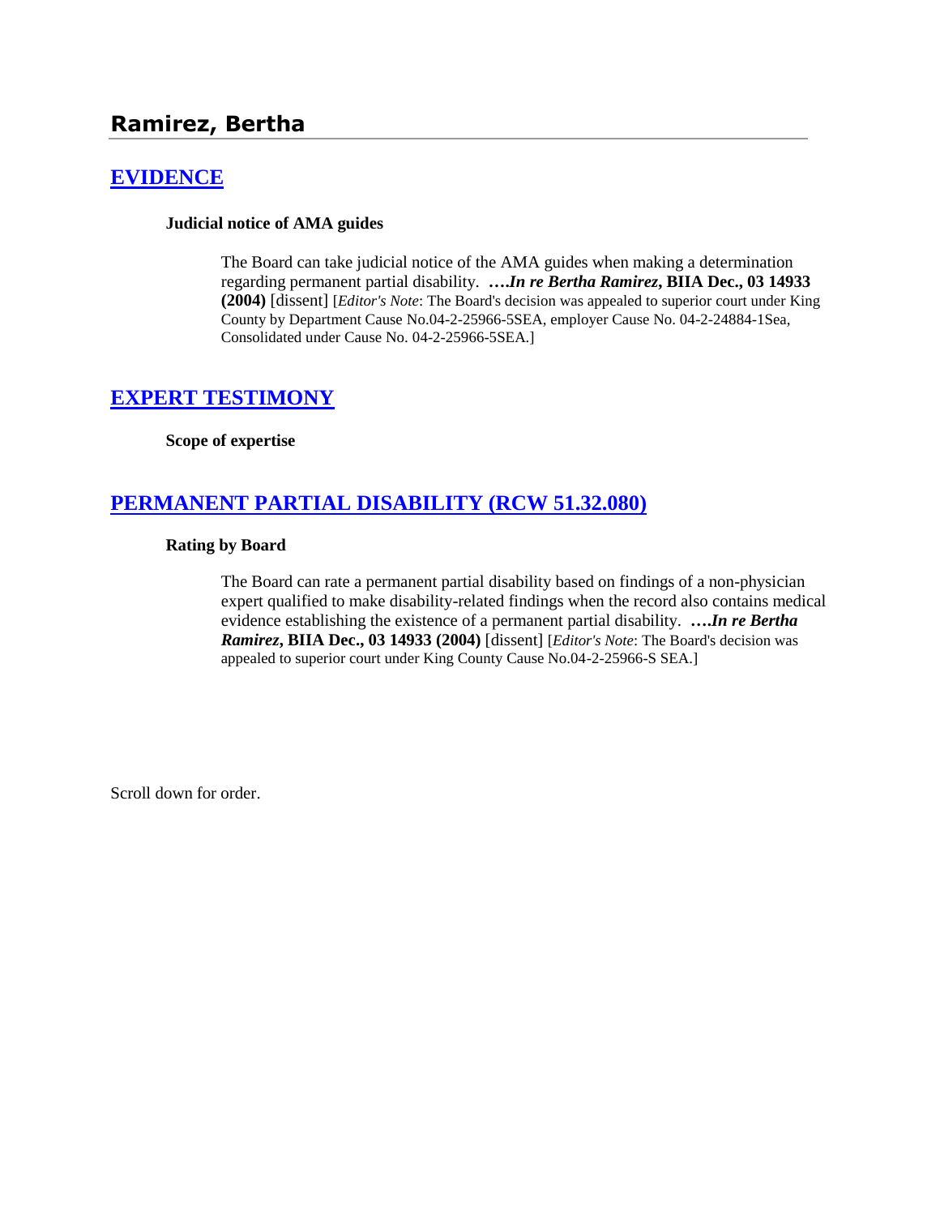## Ramirez, Bertha

### [EVIDENCE]

**Judicial notice of AMA guides**

The Board can take judicial notice of the AMA guides when making a determination regarding permanent partial disability. ***….In re Bertha Ramirez*, BIIA Dec., 03 14933 (2004)** [dissent] [*Editor's Note*: The Board's decision was appealed to superior court under King County by Department Cause No.04-2-25966-5SEA, employer Cause No. 04-2-24884-1Sea, Consolidated under Cause No. 04-2-25966-5SEA.]

### [EXPERT TESTIMONY]

**Scope of expertise**

### [PERMANENT PARTIAL DISABILITY (RCW 51.32.080)]

**Rating by Board**

The Board can rate a permanent partial disability based on findings of a non-physician expert qualified to make disability-related findings when the record also contains medical evidence establishing the existence of a permanent partial disability. ***….In re Bertha Ramirez*, BIIA Dec., 03 14933 (2004)** [dissent] [*Editor's Note*: The Board's decision was appealed to superior court under King County Cause No.04-2-25966-S SEA.]

Scroll down for order.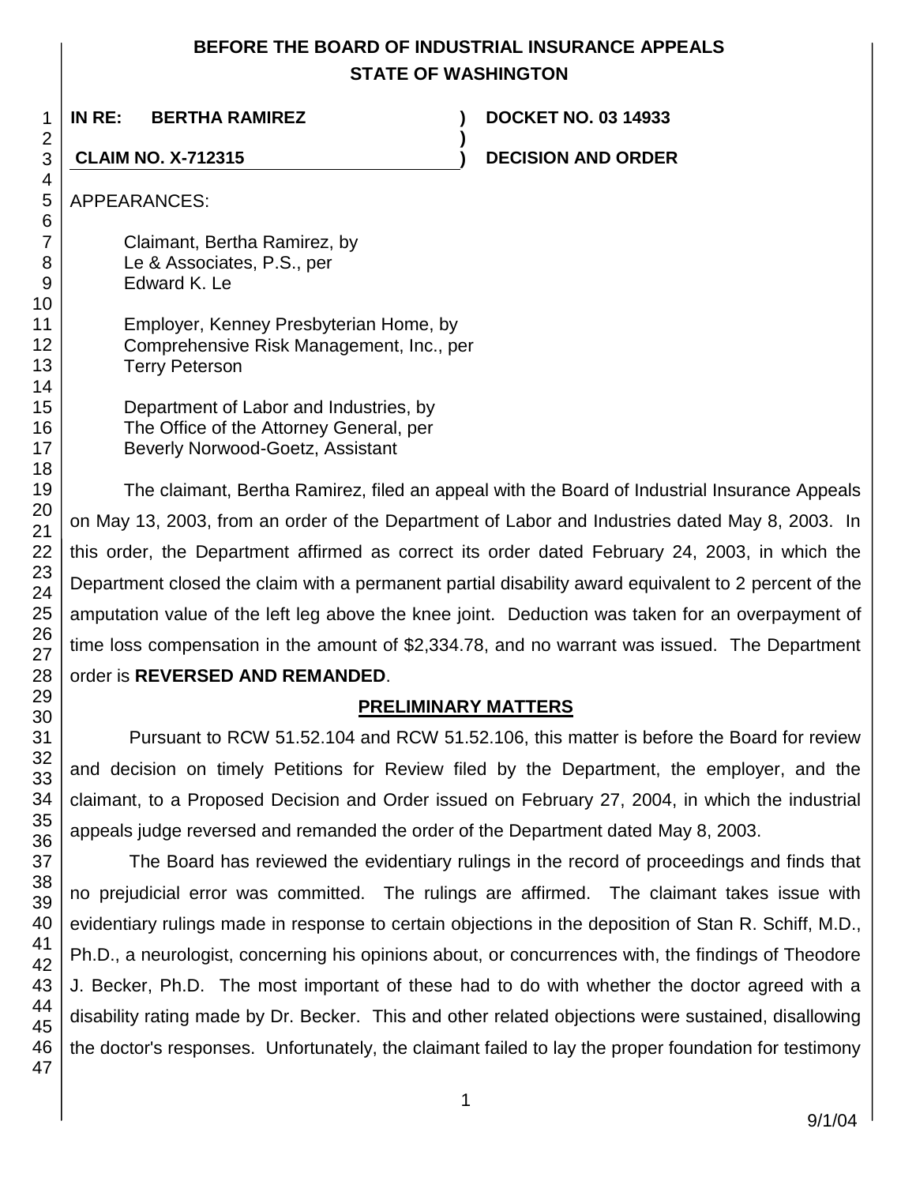**BEFORE THE BOARD OF INDUSTRIAL INSURANCE APPEALS**
**STATE OF WASHINGTON**

| | | |
|---|---|---|
| **IN RE: BERTHA RAMIREZ** | **)** | **DOCKET NO. 03 14933** |
| | **)** | |
| **CLAIM NO. X-712315** | **)** | **DECISION AND ORDER** |

APPEARANCES:

Claimant, Bertha Ramirez, by
Le & Associates, P.S., per
Edward K. Le

Employer, Kenney Presbyterian Home, by
Comprehensive Risk Management, Inc., per
Terry Peterson

Department of Labor and Industries, by
The Office of the Attorney General, per
Beverly Norwood-Goetz, Assistant

The claimant, Bertha Ramirez, filed an appeal with the Board of Industrial Insurance Appeals on May 13, 2003, from an order of the Department of Labor and Industries dated May 8, 2003. In this order, the Department affirmed as correct its order dated February 24, 2003, in which the Department closed the claim with a permanent partial disability award equivalent to 2 percent of the amputation value of the left leg above the knee joint. Deduction was taken for an overpayment of time loss compensation in the amount of $2,334.78, and no warrant was issued. The Department order is **REVERSED AND REMANDED**.

## PRELIMINARY MATTERS

Pursuant to RCW 51.52.104 and RCW 51.52.106, this matter is before the Board for review and decision on timely Petitions for Review filed by the Department, the employer, and the claimant, to a Proposed Decision and Order issued on February 27, 2004, in which the industrial appeals judge reversed and remanded the order of the Department dated May 8, 2003.

The Board has reviewed the evidentiary rulings in the record of proceedings and finds that no prejudicial error was committed. The rulings are affirmed. The claimant takes issue with evidentiary rulings made in response to certain objections in the deposition of Stan R. Schiff, M.D., Ph.D., a neurologist, concerning his opinions about, or concurrences with, the findings of Theodore J. Becker, Ph.D. The most important of these had to do with whether the doctor agreed with a disability rating made by Dr. Becker. This and other related objections were sustained, disallowing the doctor's responses. Unfortunately, the claimant failed to lay the proper foundation for testimony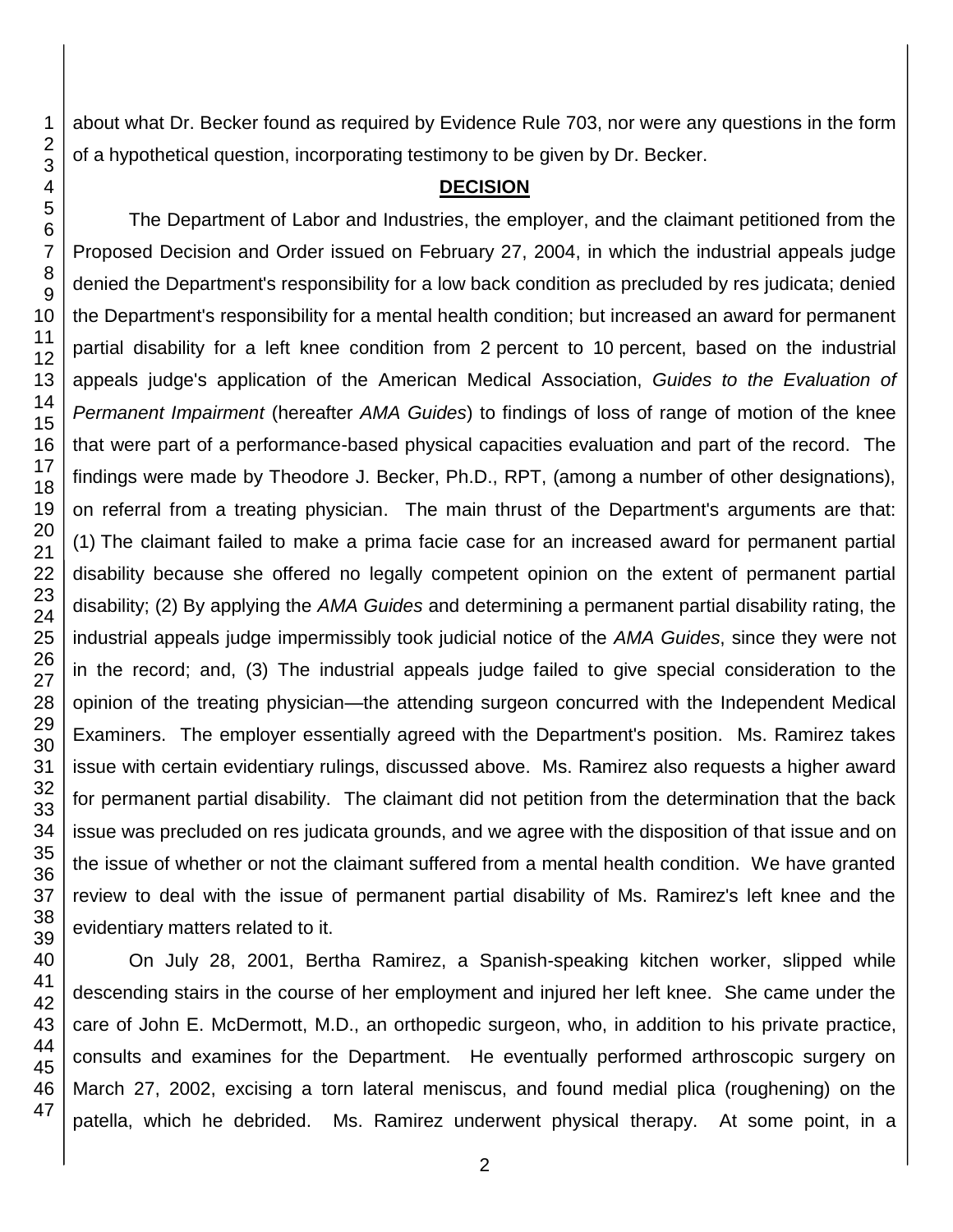about what Dr. Becker found as required by Evidence Rule 703, nor were any questions in the form of a hypothetical question, incorporating testimony to be given by Dr. Becker.

## DECISION

The Department of Labor and Industries, the employer, and the claimant petitioned from the Proposed Decision and Order issued on February 27, 2004, in which the industrial appeals judge denied the Department's responsibility for a low back condition as precluded by res judicata; denied the Department's responsibility for a mental health condition; but increased an award for permanent partial disability for a left knee condition from 2 percent to 10 percent, based on the industrial appeals judge's application of the American Medical Association, *Guides to the Evaluation of Permanent Impairment* (hereafter *AMA Guides*) to findings of loss of range of motion of the knee that were part of a performance-based physical capacities evaluation and part of the record. The findings were made by Theodore J. Becker, Ph.D., RPT, (among a number of other designations), on referral from a treating physician. The main thrust of the Department's arguments are that: (1) The claimant failed to make a prima facie case for an increased award for permanent partial disability because she offered no legally competent opinion on the extent of permanent partial disability; (2) By applying the *AMA Guides* and determining a permanent partial disability rating, the industrial appeals judge impermissibly took judicial notice of the *AMA Guides*, since they were not in the record; and, (3) The industrial appeals judge failed to give special consideration to the opinion of the treating physician—the attending surgeon concurred with the Independent Medical Examiners. The employer essentially agreed with the Department's position. Ms. Ramirez takes issue with certain evidentiary rulings, discussed above. Ms. Ramirez also requests a higher award for permanent partial disability. The claimant did not petition from the determination that the back issue was precluded on res judicata grounds, and we agree with the disposition of that issue and on the issue of whether or not the claimant suffered from a mental health condition. We have granted review to deal with the issue of permanent partial disability of Ms. Ramirez's left knee and the evidentiary matters related to it.

On July 28, 2001, Bertha Ramirez, a Spanish-speaking kitchen worker, slipped while descending stairs in the course of her employment and injured her left knee. She came under the care of John E. McDermott, M.D., an orthopedic surgeon, who, in addition to his private practice, consults and examines for the Department. He eventually performed arthroscopic surgery on March 27, 2002, excising a torn lateral meniscus, and found medial plica (roughening) on the patella, which he debrided. Ms. Ramirez underwent physical therapy. At some point, in a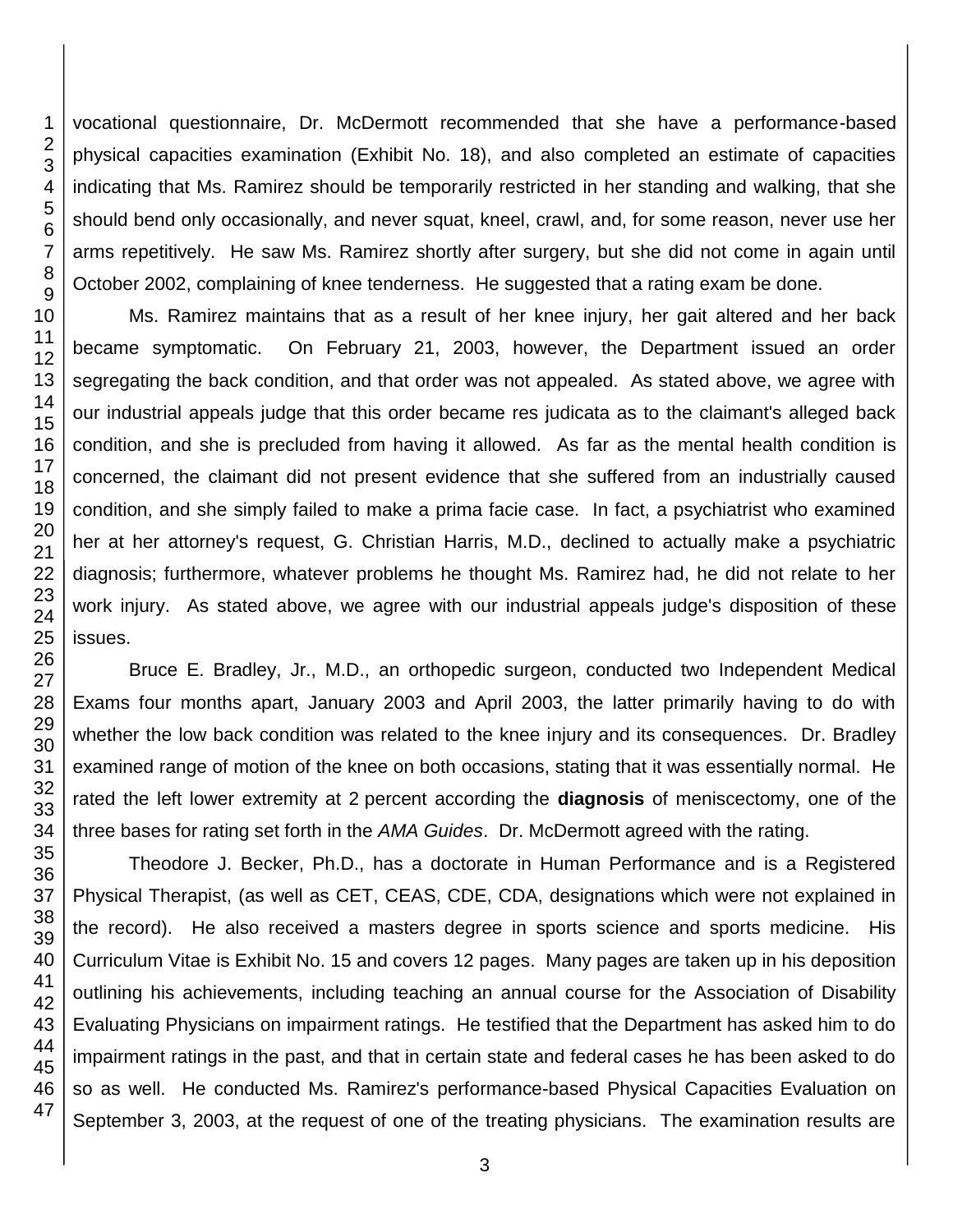vocational questionnaire, Dr. McDermott recommended that she have a performance-based physical capacities examination (Exhibit No. 18), and also completed an estimate of capacities indicating that Ms. Ramirez should be temporarily restricted in her standing and walking, that she should bend only occasionally, and never squat, kneel, crawl, and, for some reason, never use her arms repetitively. He saw Ms. Ramirez shortly after surgery, but she did not come in again until October 2002, complaining of knee tenderness. He suggested that a rating exam be done.

Ms. Ramirez maintains that as a result of her knee injury, her gait altered and her back became symptomatic. On February 21, 2003, however, the Department issued an order segregating the back condition, and that order was not appealed. As stated above, we agree with our industrial appeals judge that this order became res judicata as to the claimant's alleged back condition, and she is precluded from having it allowed. As far as the mental health condition is concerned, the claimant did not present evidence that she suffered from an industrially caused condition, and she simply failed to make a prima facie case. In fact, a psychiatrist who examined her at her attorney's request, G. Christian Harris, M.D., declined to actually make a psychiatric diagnosis; furthermore, whatever problems he thought Ms. Ramirez had, he did not relate to her work injury. As stated above, we agree with our industrial appeals judge's disposition of these issues.

Bruce E. Bradley, Jr., M.D., an orthopedic surgeon, conducted two Independent Medical Exams four months apart, January 2003 and April 2003, the latter primarily having to do with whether the low back condition was related to the knee injury and its consequences. Dr. Bradley examined range of motion of the knee on both occasions, stating that it was essentially normal. He rated the left lower extremity at 2 percent according the **diagnosis** of meniscectomy, one of the three bases for rating set forth in the *AMA Guides*. Dr. McDermott agreed with the rating.

Theodore J. Becker, Ph.D., has a doctorate in Human Performance and is a Registered Physical Therapist, (as well as CET, CEAS, CDE, CDA, designations which were not explained in the record). He also received a masters degree in sports science and sports medicine. His Curriculum Vitae is Exhibit No. 15 and covers 12 pages. Many pages are taken up in his deposition outlining his achievements, including teaching an annual course for the Association of Disability Evaluating Physicians on impairment ratings. He testified that the Department has asked him to do impairment ratings in the past, and that in certain state and federal cases he has been asked to do so as well. He conducted Ms. Ramirez's performance-based Physical Capacities Evaluation on September 3, 2003, at the request of one of the treating physicians. The examination results are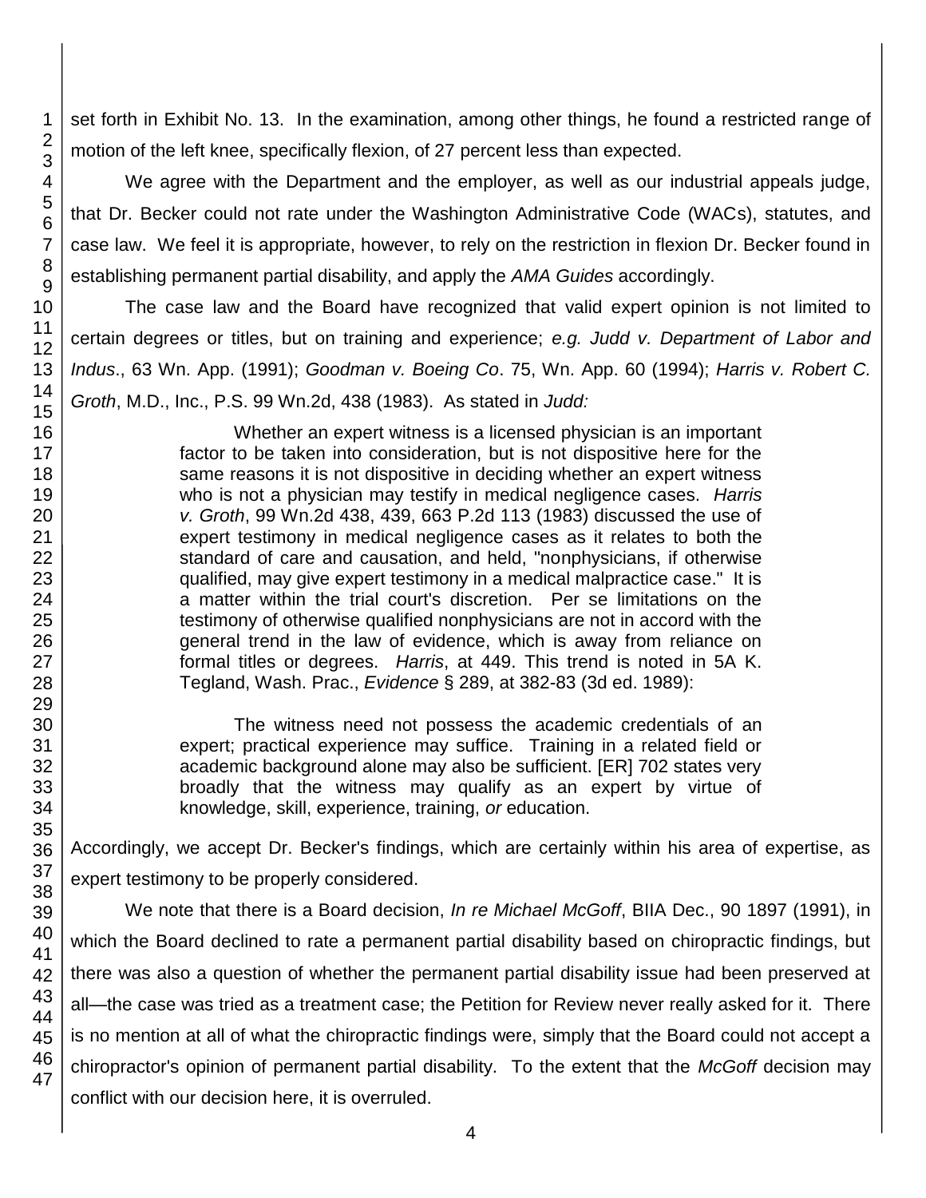set forth in Exhibit No. 13. In the examination, among other things, he found a restricted range of motion of the left knee, specifically flexion, of 27 percent less than expected.

We agree with the Department and the employer, as well as our industrial appeals judge, that Dr. Becker could not rate under the Washington Administrative Code (WACs), statutes, and case law. We feel it is appropriate, however, to rely on the restriction in flexion Dr. Becker found in establishing permanent partial disability, and apply the *AMA Guides* accordingly.

The case law and the Board have recognized that valid expert opinion is not limited to certain degrees or titles, but on training and experience; *e.g. Judd v. Department of Labor and Indus*., 63 Wn. App. (1991); *Goodman v. Boeing Co*. 75, Wn. App. 60 (1994); *Harris v. Robert C. Groth*, M.D., Inc., P.S. 99 Wn.2d, 438 (1983). As stated in *Judd:*

> Whether an expert witness is a licensed physician is an important factor to be taken into consideration, but is not dispositive here for the same reasons it is not dispositive in deciding whether an expert witness who is not a physician may testify in medical negligence cases. *Harris v. Groth*, 99 Wn.2d 438, 439, 663 P.2d 113 (1983) discussed the use of expert testimony in medical negligence cases as it relates to both the standard of care and causation, and held, "nonphysicians, if otherwise qualified, may give expert testimony in a medical malpractice case." It is a matter within the trial court's discretion. Per se limitations on the testimony of otherwise qualified nonphysicians are not in accord with the general trend in the law of evidence, which is away from reliance on formal titles or degrees. *Harris*, at 449. This trend is noted in 5A K. Tegland, Wash. Prac., *Evidence* § 289, at 382-83 (3d ed. 1989):
>
> > The witness need not possess the academic credentials of an expert; practical experience may suffice. Training in a related field or academic background alone may also be sufficient. [ER] 702 states very broadly that the witness may qualify as an expert by virtue of knowledge, skill, experience, training, *or* education.

Accordingly, we accept Dr. Becker's findings, which are certainly within his area of expertise, as expert testimony to be properly considered.

We note that there is a Board decision, *In re Michael McGoff*, BIIA Dec., 90 1897 (1991), in which the Board declined to rate a permanent partial disability based on chiropractic findings, but there was also a question of whether the permanent partial disability issue had been preserved at all—the case was tried as a treatment case; the Petition for Review never really asked for it. There is no mention at all of what the chiropractic findings were, simply that the Board could not accept a chiropractor's opinion of permanent partial disability. To the extent that the *McGoff* decision may conflict with our decision here, it is overruled.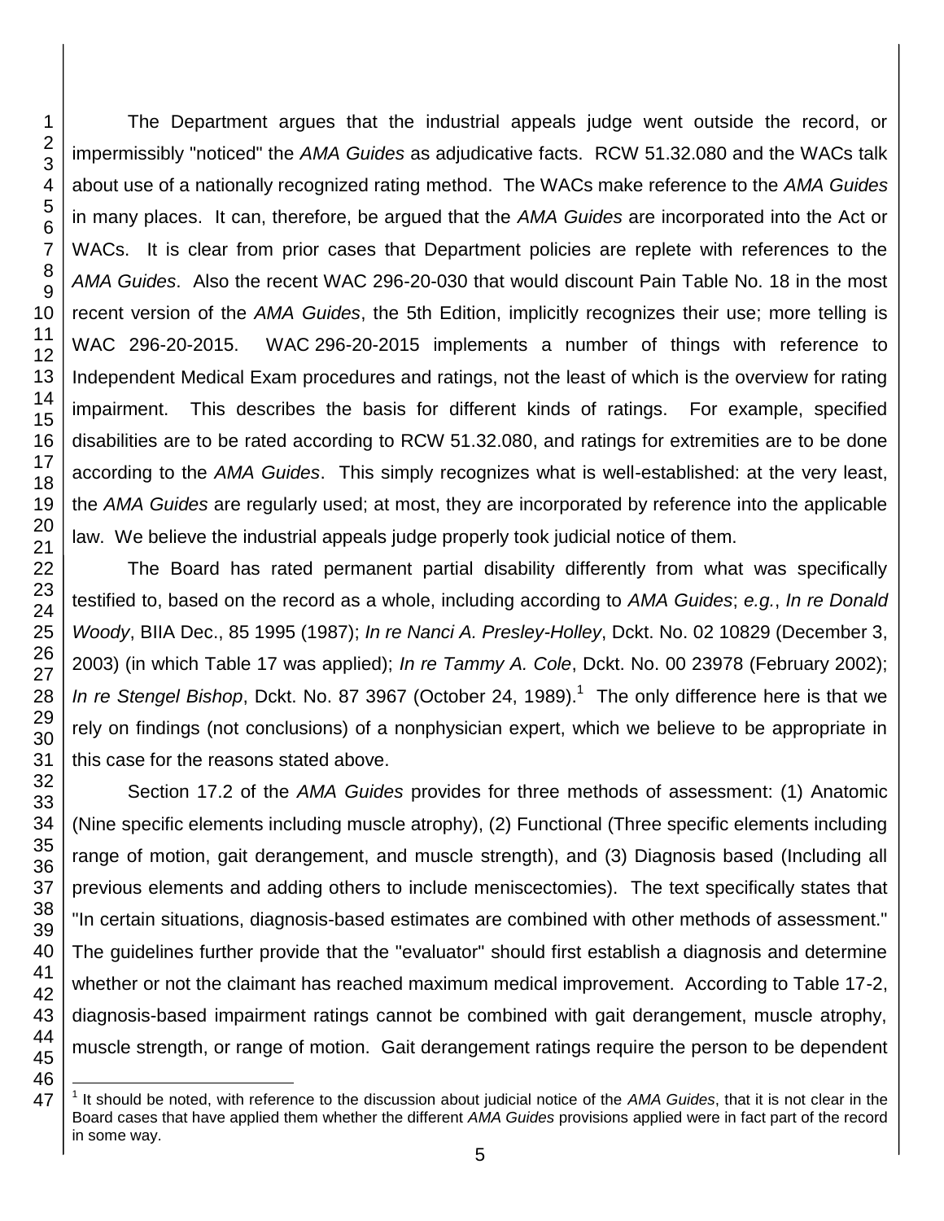The Department argues that the industrial appeals judge went outside the record, or impermissibly "noticed" the *AMA Guides* as adjudicative facts. RCW 51.32.080 and the WACs talk about use of a nationally recognized rating method. The WACs make reference to the *AMA Guides* in many places. It can, therefore, be argued that the *AMA Guides* are incorporated into the Act or WACs. It is clear from prior cases that Department policies are replete with references to the *AMA Guides*. Also the recent WAC 296-20-030 that would discount Pain Table No. 18 in the most recent version of the *AMA Guides*, the 5th Edition, implicitly recognizes their use; more telling is WAC 296-20-2015. WAC 296-20-2015 implements a number of things with reference to Independent Medical Exam procedures and ratings, not the least of which is the overview for rating impairment. This describes the basis for different kinds of ratings. For example, specified disabilities are to be rated according to RCW 51.32.080, and ratings for extremities are to be done according to the *AMA Guides*. This simply recognizes what is well-established: at the very least, the *AMA Guides* are regularly used; at most, they are incorporated by reference into the applicable law. We believe the industrial appeals judge properly took judicial notice of them.

The Board has rated permanent partial disability differently from what was specifically testified to, based on the record as a whole, including according to *AMA Guides*; *e.g.*, *In re Donald Woody*, BIIA Dec., 85 1995 (1987); *In re Nanci A. Presley-Holley*, Dckt. No. 02 10829 (December 3, 2003) (in which Table 17 was applied); *In re Tammy A. Cole*, Dckt. No. 00 23978 (February 2002); *In re Stengel Bishop*, Dckt. No. 87 3967 (October 24, 1989).[1] The only difference here is that we rely on findings (not conclusions) of a nonphysician expert, which we believe to be appropriate in this case for the reasons stated above.

Section 17.2 of the *AMA Guides* provides for three methods of assessment: (1) Anatomic (Nine specific elements including muscle atrophy), (2) Functional (Three specific elements including range of motion, gait derangement, and muscle strength), and (3) Diagnosis based (Including all previous elements and adding others to include meniscectomies). The text specifically states that "In certain situations, diagnosis-based estimates are combined with other methods of assessment." The guidelines further provide that the "evaluator" should first establish a diagnosis and determine whether or not the claimant has reached maximum medical improvement. According to Table 17-2, diagnosis-based impairment ratings cannot be combined with gait derangement, muscle atrophy, muscle strength, or range of motion. Gait derangement ratings require the person to be dependent

[1] It should be noted, with reference to the discussion about judicial notice of the *AMA Guides*, that it is not clear in the Board cases that have applied them whether the different *AMA Guides* provisions applied were in fact part of the record in some way.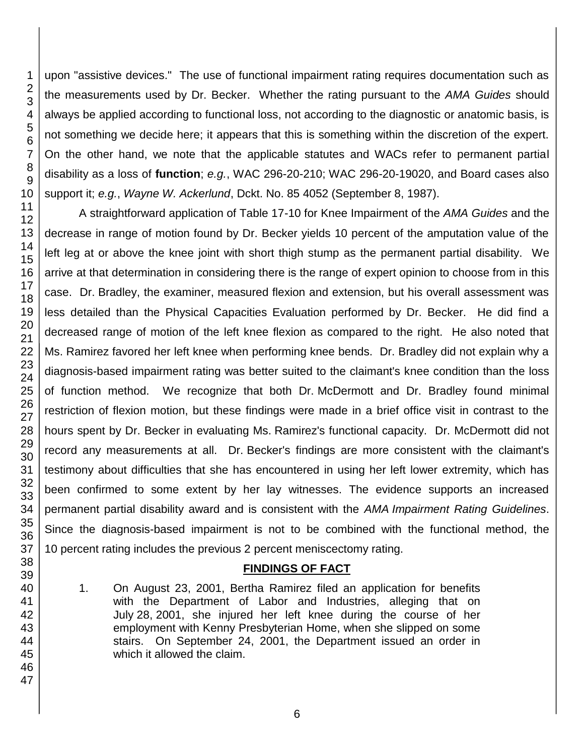upon "assistive devices." The use of functional impairment rating requires documentation such as the measurements used by Dr. Becker. Whether the rating pursuant to the *AMA Guides* should always be applied according to functional loss, not according to the diagnostic or anatomic basis, is not something we decide here; it appears that this is something within the discretion of the expert. On the other hand, we note that the applicable statutes and WACs refer to permanent partial disability as a loss of **function**; *e.g.*, WAC 296-20-210; WAC 296-20-19020, and Board cases also support it; *e.g.*, *Wayne W. Ackerlund*, Dckt. No. 85 4052 (September 8, 1987).

A straightforward application of Table 17-10 for Knee Impairment of the *AMA Guides* and the decrease in range of motion found by Dr. Becker yields 10 percent of the amputation value of the left leg at or above the knee joint with short thigh stump as the permanent partial disability. We arrive at that determination in considering there is the range of expert opinion to choose from in this case. Dr. Bradley, the examiner, measured flexion and extension, but his overall assessment was less detailed than the Physical Capacities Evaluation performed by Dr. Becker. He did find a decreased range of motion of the left knee flexion as compared to the right. He also noted that Ms. Ramirez favored her left knee when performing knee bends. Dr. Bradley did not explain why a diagnosis-based impairment rating was better suited to the claimant's knee condition than the loss of function method. We recognize that both Dr. McDermott and Dr. Bradley found minimal restriction of flexion motion, but these findings were made in a brief office visit in contrast to the hours spent by Dr. Becker in evaluating Ms. Ramirez's functional capacity. Dr. McDermott did not record any measurements at all. Dr. Becker's findings are more consistent with the claimant's testimony about difficulties that she has encountered in using her left lower extremity, which has been confirmed to some extent by her lay witnesses. The evidence supports an increased permanent partial disability award and is consistent with the *AMA Impairment Rating Guidelines*. Since the diagnosis-based impairment is not to be combined with the functional method, the 10 percent rating includes the previous 2 percent meniscectomy rating.

## FINDINGS OF FACT

1. On August 23, 2001, Bertha Ramirez filed an application for benefits with the Department of Labor and Industries, alleging that on July 28, 2001, she injured her left knee during the course of her employment with Kenny Presbyterian Home, when she slipped on some stairs. On September 24, 2001, the Department issued an order in which it allowed the claim.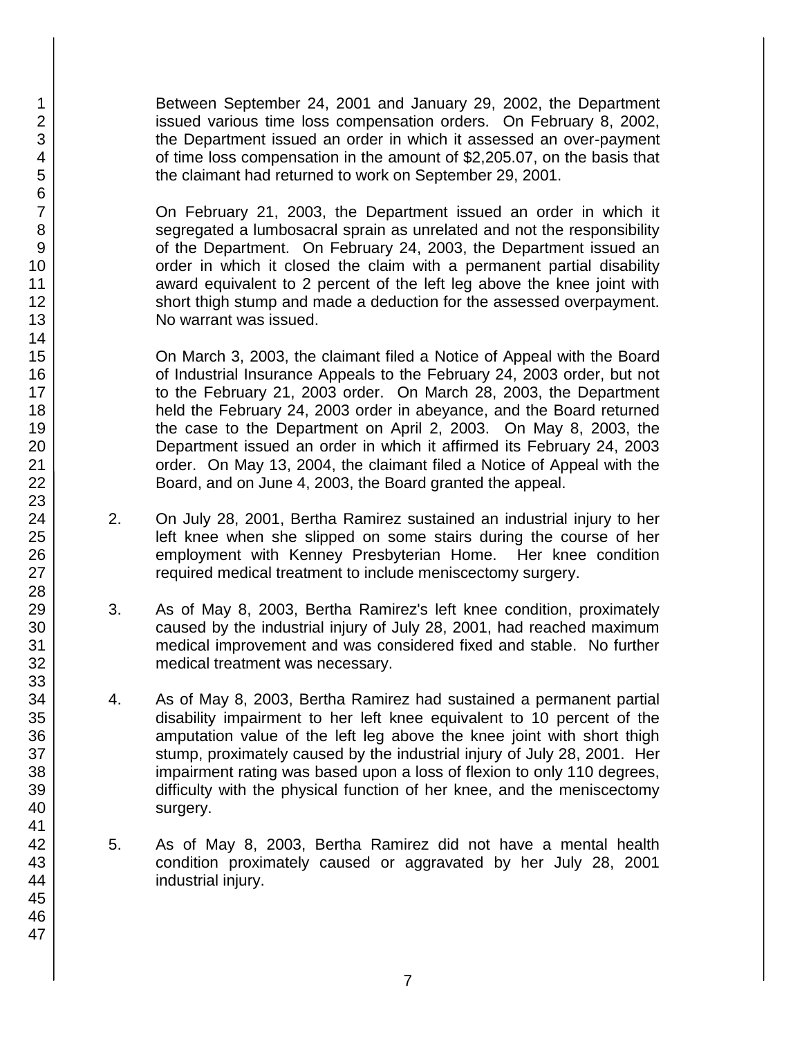Between September 24, 2001 and January 29, 2002, the Department issued various time loss compensation orders. On February 8, 2002, the Department issued an order in which it assessed an over-payment of time loss compensation in the amount of $2,205.07, on the basis that the claimant had returned to work on September 29, 2001.

On February 21, 2003, the Department issued an order in which it segregated a lumbosacral sprain as unrelated and not the responsibility of the Department. On February 24, 2003, the Department issued an order in which it closed the claim with a permanent partial disability award equivalent to 2 percent of the left leg above the knee joint with short thigh stump and made a deduction for the assessed overpayment. No warrant was issued.

On March 3, 2003, the claimant filed a Notice of Appeal with the Board of Industrial Insurance Appeals to the February 24, 2003 order, but not to the February 21, 2003 order. On March 28, 2003, the Department held the February 24, 2003 order in abeyance, and the Board returned the case to the Department on April 2, 2003. On May 8, 2003, the Department issued an order in which it affirmed its February 24, 2003 order. On May 13, 2004, the claimant filed a Notice of Appeal with the Board, and on June 4, 2003, the Board granted the appeal.

2. On July 28, 2001, Bertha Ramirez sustained an industrial injury to her left knee when she slipped on some stairs during the course of her employment with Kenney Presbyterian Home. Her knee condition required medical treatment to include meniscectomy surgery.

3. As of May 8, 2003, Bertha Ramirez's left knee condition, proximately caused by the industrial injury of July 28, 2001, had reached maximum medical improvement and was considered fixed and stable. No further medical treatment was necessary.

4. As of May 8, 2003, Bertha Ramirez had sustained a permanent partial disability impairment to her left knee equivalent to 10 percent of the amputation value of the left leg above the knee joint with short thigh stump, proximately caused by the industrial injury of July 28, 2001. Her impairment rating was based upon a loss of flexion to only 110 degrees, difficulty with the physical function of her knee, and the meniscectomy surgery.

5. As of May 8, 2003, Bertha Ramirez did not have a mental health condition proximately caused or aggravated by her July 28, 2001 industrial injury.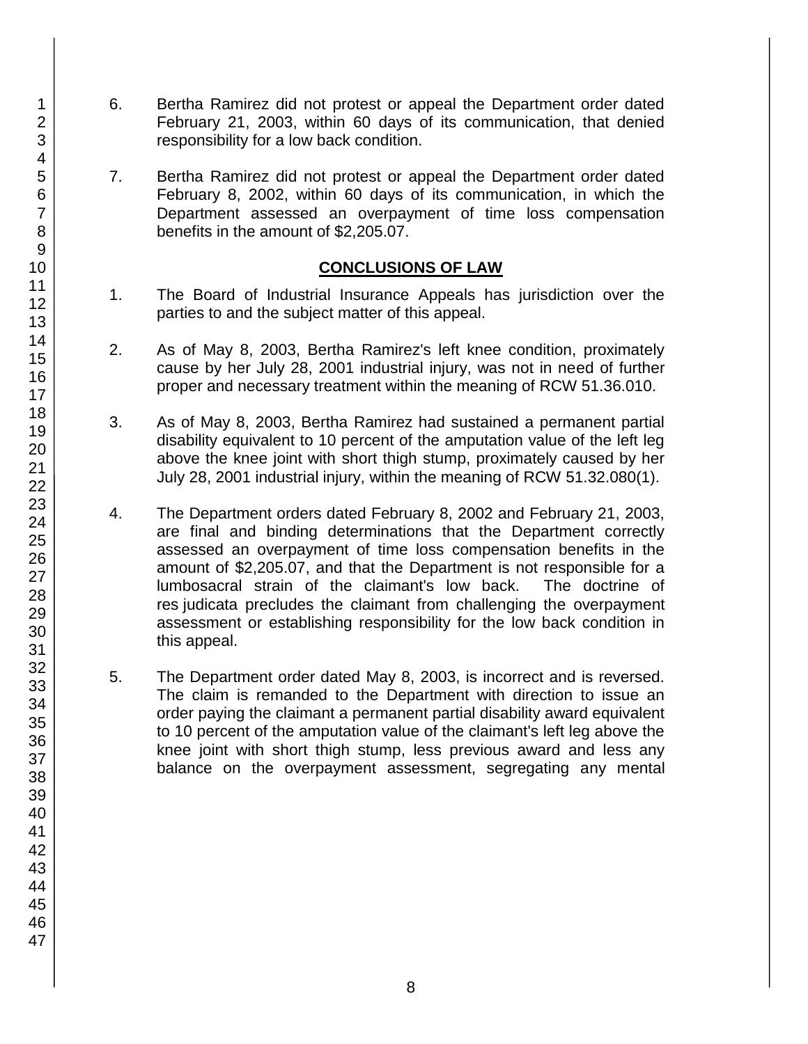6. Bertha Ramirez did not protest or appeal the Department order dated February 21, 2003, within 60 days of its communication, that denied responsibility for a low back condition.

7. Bertha Ramirez did not protest or appeal the Department order dated February 8, 2002, within 60 days of its communication, in which the Department assessed an overpayment of time loss compensation benefits in the amount of $2,205.07.

## CONCLUSIONS OF LAW

1. The Board of Industrial Insurance Appeals has jurisdiction over the parties to and the subject matter of this appeal.

2. As of May 8, 2003, Bertha Ramirez's left knee condition, proximately cause by her July 28, 2001 industrial injury, was not in need of further proper and necessary treatment within the meaning of RCW 51.36.010.

3. As of May 8, 2003, Bertha Ramirez had sustained a permanent partial disability equivalent to 10 percent of the amputation value of the left leg above the knee joint with short thigh stump, proximately caused by her July 28, 2001 industrial injury, within the meaning of RCW 51.32.080(1).

4. The Department orders dated February 8, 2002 and February 21, 2003, are final and binding determinations that the Department correctly assessed an overpayment of time loss compensation benefits in the amount of $2,205.07, and that the Department is not responsible for a lumbosacral strain of the claimant's low back. The doctrine of res judicata precludes the claimant from challenging the overpayment assessment or establishing responsibility for the low back condition in this appeal.

5. The Department order dated May 8, 2003, is incorrect and is reversed. The claim is remanded to the Department with direction to issue an order paying the claimant a permanent partial disability award equivalent to 10 percent of the amputation value of the claimant's left leg above the knee joint with short thigh stump, less previous award and less any balance on the overpayment assessment, segregating any mental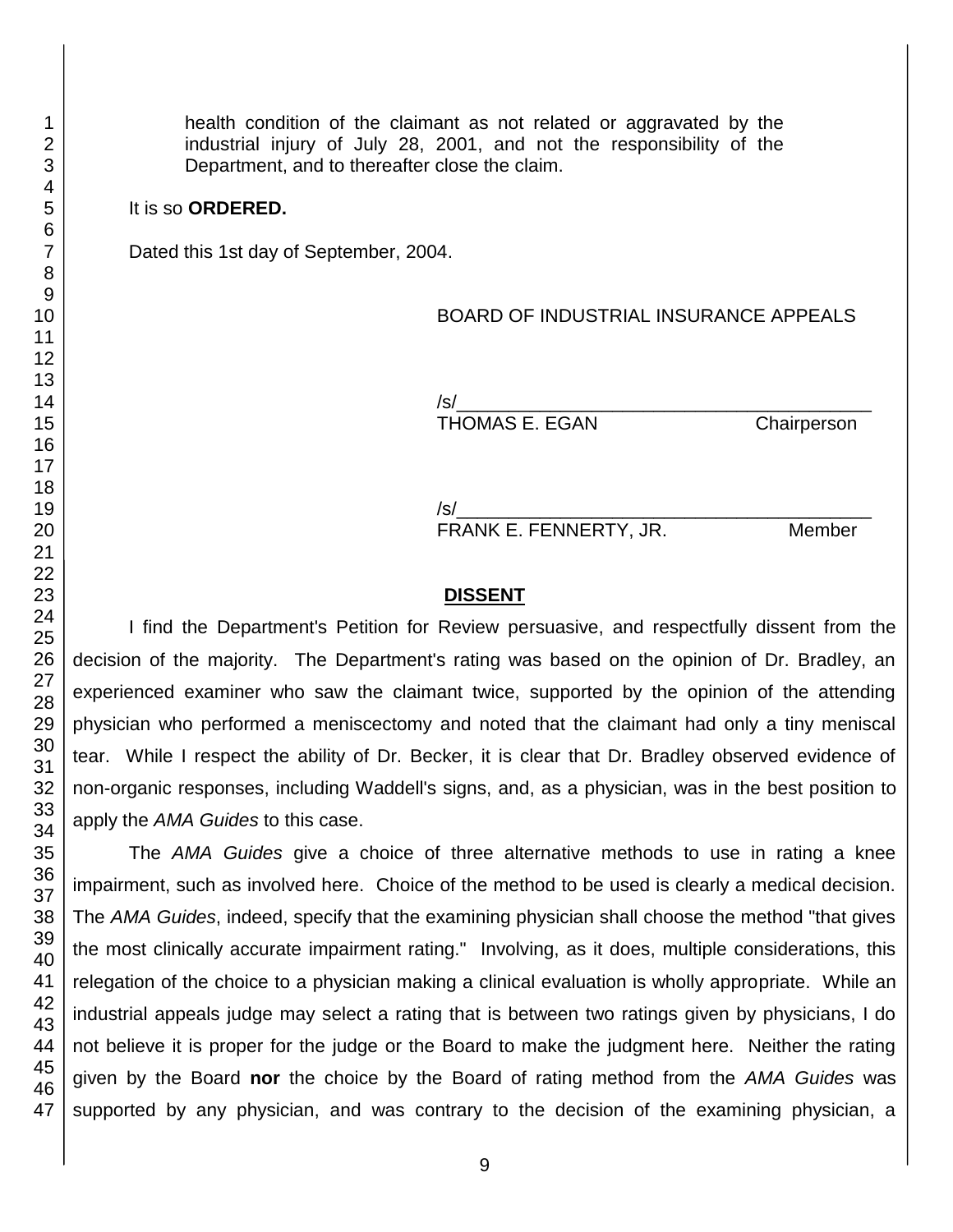health condition of the claimant as not related or aggravated by the industrial injury of July 28, 2001, and not the responsibility of the Department, and to thereafter close the claim.

It is so **ORDERED.**

Dated this 1st day of September, 2004.

BOARD OF INDUSTRIAL INSURANCE APPEALS

/s/\_\_\_\_\_\_\_\_\_\_\_\_\_\_\_\_\_\_\_\_\_\_\_\_\_\_\_\_\_\_\_\_\_\_\_\_\_\_\_\_
THOMAS E. EGAN Chairperson

/s/\_\_\_\_\_\_\_\_\_\_\_\_\_\_\_\_\_\_\_\_\_\_\_\_\_\_\_\_\_\_\_\_\_\_\_\_\_\_\_\_
FRANK E. FENNERTY, JR. Member

## DISSENT

I find the Department's Petition for Review persuasive, and respectfully dissent from the decision of the majority. The Department's rating was based on the opinion of Dr. Bradley, an experienced examiner who saw the claimant twice, supported by the opinion of the attending physician who performed a meniscectomy and noted that the claimant had only a tiny meniscal tear. While I respect the ability of Dr. Becker, it is clear that Dr. Bradley observed evidence of non-organic responses, including Waddell's signs, and, as a physician, was in the best position to apply the *AMA Guides* to this case.

The *AMA Guides* give a choice of three alternative methods to use in rating a knee impairment, such as involved here. Choice of the method to be used is clearly a medical decision. The *AMA Guides*, indeed, specify that the examining physician shall choose the method "that gives the most clinically accurate impairment rating." Involving, as it does, multiple considerations, this relegation of the choice to a physician making a clinical evaluation is wholly appropriate. While an industrial appeals judge may select a rating that is between two ratings given by physicians, I do not believe it is proper for the judge or the Board to make the judgment here. Neither the rating given by the Board **nor** the choice by the Board of rating method from the *AMA Guides* was supported by any physician, and was contrary to the decision of the examining physician, a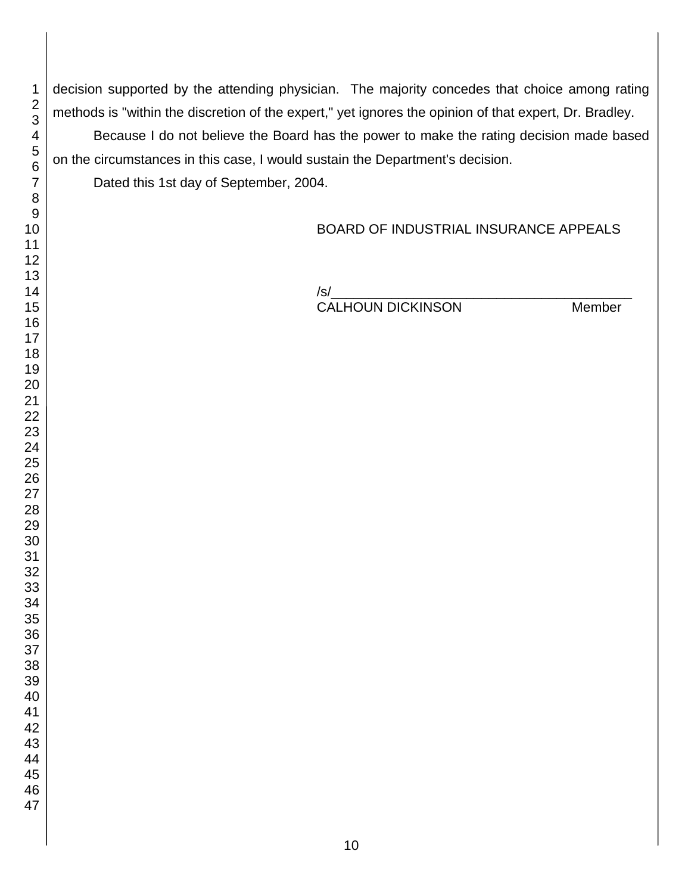decision supported by the attending physician. The majority concedes that choice among rating methods is "within the discretion of the expert," yet ignores the opinion of that expert, Dr. Bradley.

Because I do not believe the Board has the power to make the rating decision made based on the circumstances in this case, I would sustain the Department's decision.

Dated this 1st day of September, 2004.

BOARD OF INDUSTRIAL INSURANCE APPEALS

/s/________________________________________
CALHOUN DICKINSON Member